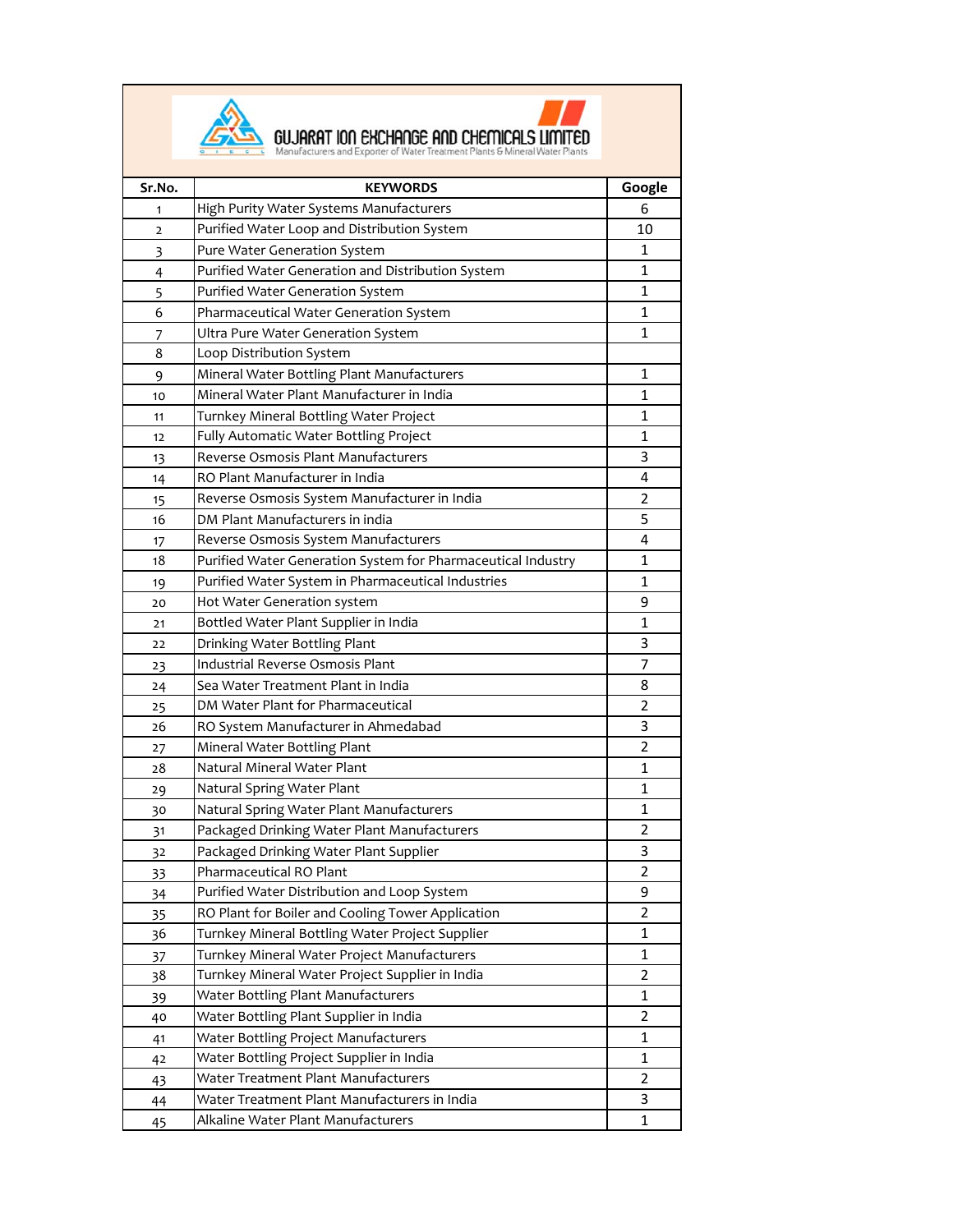# GUJARAT ION EXCHANGE AND CHEMICALS LIMITED

Manufacturers and Exporter of Water Treatment Plants & Mineral Water Plants

| Sr.No. | KEYWORDS | Google |
|---|---|---|
| 1 | High Purity Water Systems Manufacturers | 6 |
| 2 | Purified Water Loop and Distribution System | 10 |
| 3 | Pure Water Generation System | 1 |
| 4 | Purified Water Generation and Distribution System | 1 |
| 5 | Purified Water Generation System | 1 |
| 6 | Pharmaceutical Water Generation System | 1 |
| 7 | Ultra Pure Water Generation System | 1 |
| 8 | Loop Distribution System | |
| 9 | Mineral Water Bottling Plant Manufacturers | 1 |
| 10 | Mineral Water Plant Manufacturer in India | 1 |
| 11 | Turnkey Mineral Bottling Water Project | 1 |
| 12 | Fully Automatic Water Bottling Project | 1 |
| 13 | Reverse Osmosis Plant Manufacturers | 3 |
| 14 | RO Plant Manufacturer in India | 4 |
| 15 | Reverse Osmosis System Manufacturer in India | 2 |
| 16 | DM Plant Manufacturers in india | 5 |
| 17 | Reverse Osmosis System Manufacturers | 4 |
| 18 | Purified Water Generation System for Pharmaceutical Industry | 1 |
| 19 | Purified Water System in Pharmaceutical Industries | 1 |
| 20 | Hot Water Generation system | 9 |
| 21 | Bottled Water Plant Supplier in India | 1 |
| 22 | Drinking Water Bottling Plant | 3 |
| 23 | Industrial Reverse Osmosis Plant | 7 |
| 24 | Sea Water Treatment Plant in India | 8 |
| 25 | DM Water Plant for Pharmaceutical | 2 |
| 26 | RO System Manufacturer in Ahmedabad | 3 |
| 27 | Mineral Water Bottling Plant | 2 |
| 28 | Natural Mineral Water Plant | 1 |
| 29 | Natural Spring Water Plant | 1 |
| 30 | Natural Spring Water Plant Manufacturers | 1 |
| 31 | Packaged Drinking Water Plant Manufacturers | 2 |
| 32 | Packaged Drinking Water Plant Supplier | 3 |
| 33 | Pharmaceutical RO Plant | 2 |
| 34 | Purified Water Distribution and Loop System | 9 |
| 35 | RO Plant for Boiler and Cooling Tower Application | 2 |
| 36 | Turnkey Mineral Bottling Water Project Supplier | 1 |
| 37 | Turnkey Mineral Water Project Manufacturers | 1 |
| 38 | Turnkey Mineral Water Project Supplier in India | 2 |
| 39 | Water Bottling Plant Manufacturers | 1 |
| 40 | Water Bottling Plant Supplier in India | 2 |
| 41 | Water Bottling Project Manufacturers | 1 |
| 42 | Water Bottling Project Supplier in India | 1 |
| 43 | Water Treatment Plant Manufacturers | 2 |
| 44 | Water Treatment Plant Manufacturers in India | 3 |
| 45 | Alkaline Water Plant Manufacturers | 1 |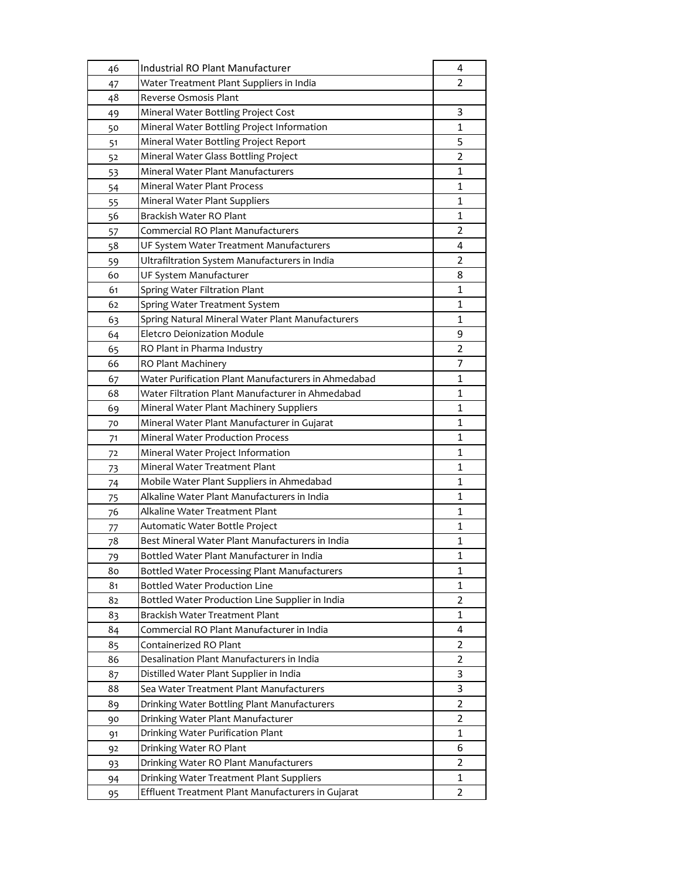| | | |
|---|---|---|
| 46 | Industrial RO Plant Manufacturer | 4 |
| 47 | Water Treatment Plant Suppliers in India | 2 |
| 48 | Reverse Osmosis Plant | |
| 49 | Mineral Water Bottling Project Cost | 3 |
| 50 | Mineral Water Bottling Project Information | 1 |
| 51 | Mineral Water Bottling Project Report | 5 |
| 52 | Mineral Water Glass Bottling Project | 2 |
| 53 | Mineral Water Plant Manufacturers | 1 |
| 54 | Mineral Water Plant Process | 1 |
| 55 | Mineral Water Plant Suppliers | 1 |
| 56 | Brackish Water RO Plant | 1 |
| 57 | Commercial RO Plant Manufacturers | 2 |
| 58 | UF System Water Treatment Manufacturers | 4 |
| 59 | Ultrafiltration System Manufacturers in India | 2 |
| 60 | UF System Manufacturer | 8 |
| 61 | Spring Water Filtration Plant | 1 |
| 62 | Spring Water Treatment System | 1 |
| 63 | Spring Natural Mineral Water Plant Manufacturers | 1 |
| 64 | Eletcro Deionization Module | 9 |
| 65 | RO Plant in Pharma Industry | 2 |
| 66 | RO Plant Machinery | 7 |
| 67 | Water Purification Plant Manufacturers in Ahmedabad | 1 |
| 68 | Water Filtration Plant Manufacturer in Ahmedabad | 1 |
| 69 | Mineral Water Plant Machinery Suppliers | 1 |
| 70 | Mineral Water Plant Manufacturer in Gujarat | 1 |
| 71 | Mineral Water Production Process | 1 |
| 72 | Mineral Water Project Information | 1 |
| 73 | Mineral Water Treatment Plant | 1 |
| 74 | Mobile Water Plant Suppliers in Ahmedabad | 1 |
| 75 | Alkaline Water Plant Manufacturers in India | 1 |
| 76 | Alkaline Water Treatment Plant | 1 |
| 77 | Automatic Water Bottle Project | 1 |
| 78 | Best Mineral Water Plant Manufacturers in India | 1 |
| 79 | Bottled Water Plant Manufacturer in India | 1 |
| 80 | Bottled Water Processing Plant Manufacturers | 1 |
| 81 | Bottled Water Production Line | 1 |
| 82 | Bottled Water Production Line Supplier in India | 2 |
| 83 | Brackish Water Treatment Plant | 1 |
| 84 | Commercial RO Plant Manufacturer in India | 4 |
| 85 | Containerized RO Plant | 2 |
| 86 | Desalination Plant Manufacturers in India | 2 |
| 87 | Distilled Water Plant Supplier in India | 3 |
| 88 | Sea Water Treatment Plant Manufacturers | 3 |
| 89 | Drinking Water Bottling Plant Manufacturers | 2 |
| 90 | Drinking Water Plant Manufacturer | 2 |
| 91 | Drinking Water Purification Plant | 1 |
| 92 | Drinking Water RO Plant | 6 |
| 93 | Drinking Water RO Plant Manufacturers | 2 |
| 94 | Drinking Water Treatment Plant Suppliers | 1 |
| 95 | Effluent Treatment Plant Manufacturers in Gujarat | 2 |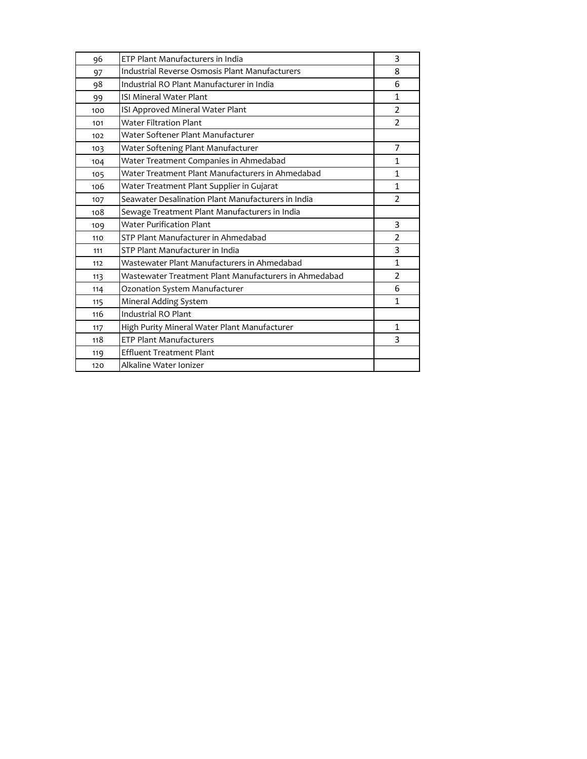| | | |
|---|---|---|
| 96 | ETP Plant Manufacturers in India | 3 |
| 97 | Industrial Reverse Osmosis Plant Manufacturers | 8 |
| 98 | Industrial RO Plant Manufacturer in India | 6 |
| 99 | ISI Mineral Water Plant | 1 |
| 100 | ISI Approved Mineral Water Plant | 2 |
| 101 | Water Filtration Plant | 2 |
| 102 | Water Softener Plant Manufacturer | |
| 103 | Water Softening Plant Manufacturer | 7 |
| 104 | Water Treatment Companies in Ahmedabad | 1 |
| 105 | Water Treatment Plant Manufacturers in Ahmedabad | 1 |
| 106 | Water Treatment Plant Supplier in Gujarat | 1 |
| 107 | Seawater Desalination Plant Manufacturers in India | 2 |
| 108 | Sewage Treatment Plant Manufacturers in India | |
| 109 | Water Purification Plant | 3 |
| 110 | STP Plant Manufacturer in Ahmedabad | 2 |
| 111 | STP Plant Manufacturer in India | 3 |
| 112 | Wastewater Plant Manufacturers in Ahmedabad | 1 |
| 113 | Wastewater Treatment Plant Manufacturers in Ahmedabad | 2 |
| 114 | Ozonation System Manufacturer | 6 |
| 115 | Mineral Adding System | 1 |
| 116 | Industrial RO Plant | |
| 117 | High Purity Mineral Water Plant Manufacturer | 1 |
| 118 | ETP Plant Manufacturers | 3 |
| 119 | Effluent Treatment Plant | |
| 120 | Alkaline Water Ionizer | |